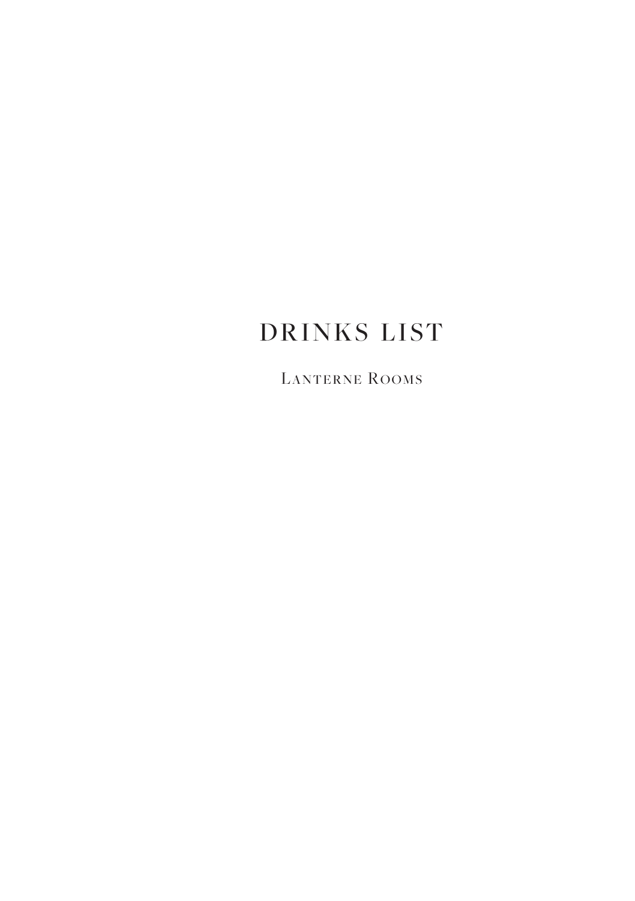# DRINKS LIST

Lanterne Rooms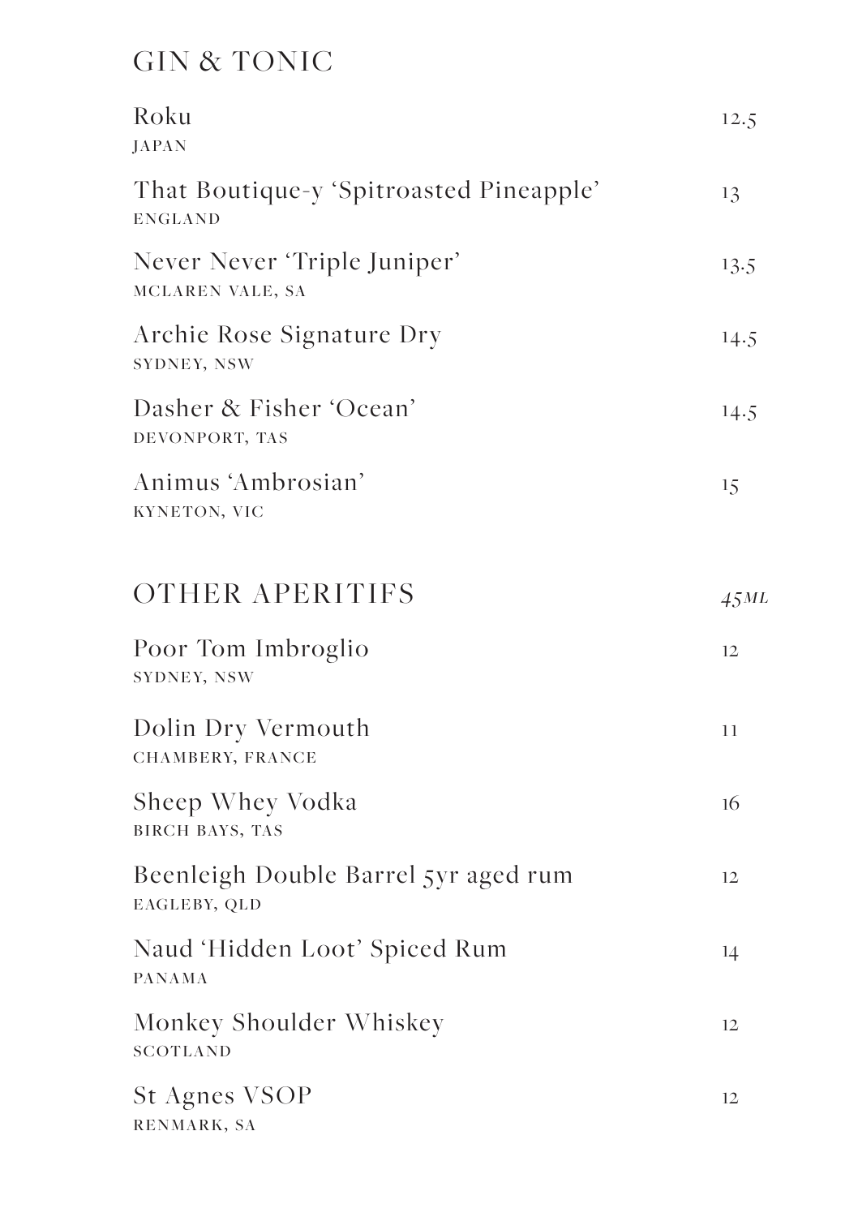## GIN & TONIC

| | | |
|---|---|---|
| Roku | JAPAN | 12.5 |
| That Boutique-y 'Spitroasted Pineapple' | ENGLAND | 13 |
| Never Never 'Triple Juniper' | MCLAREN VALE, SA | 13.5 |
| Archie Rose Signature Dry | SYDNEY, NSW | 14.5 |
| Dasher & Fisher 'Ocean' | DEVONPORT, TAS | 14.5 |
| Animus 'Ambrosian' | KYNETON, VIC | 15 |

## OTHER APERITIFS *45ML*

| | | |
|---|---|---|
| Poor Tom Imbroglio | SYDNEY, NSW | 12 |
| Dolin Dry Vermouth | CHAMBERY, FRANCE | 11 |
| Sheep Whey Vodka | BIRCH BAYS, TAS | 16 |
| Beenleigh Double Barrel 5yr aged rum | EAGLEBY, QLD | 12 |
| Naud 'Hidden Loot' Spiced Rum | PANAMA | 14 |
| Monkey Shoulder Whiskey | SCOTLAND | 12 |
| St Agnes VSOP | RENMARK, SA | 12 |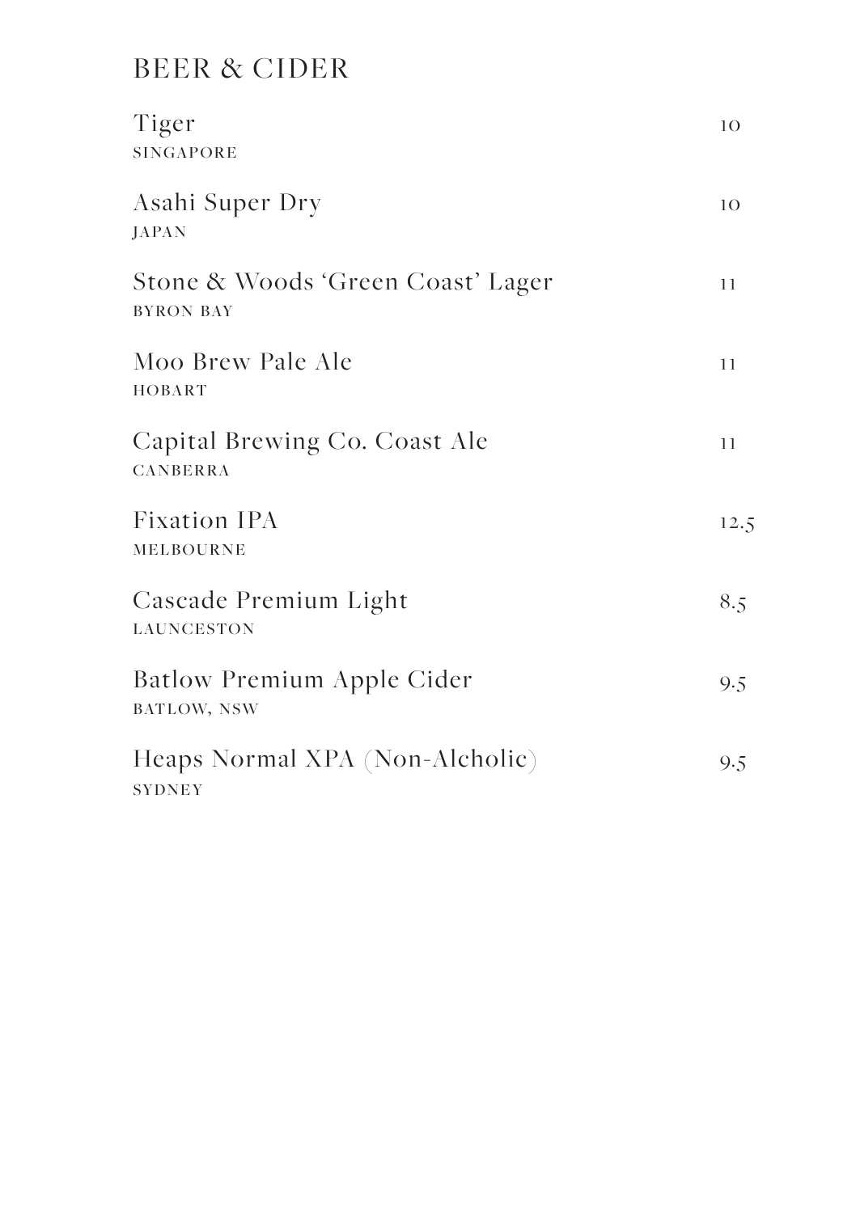# BEER & CIDER

| | | |
|---|---|---|
| Tiger | SINGAPORE | 10 |
| Asahi Super Dry | JAPAN | 10 |
| Stone & Woods 'Green Coast' Lager | BYRON BAY | 11 |
| Moo Brew Pale Ale | HOBART | 11 |
| Capital Brewing Co. Coast Ale | CANBERRA | 11 |
| Fixation IPA | MELBOURNE | 12.5 |
| Cascade Premium Light | LAUNCESTON | 8.5 |
| Batlow Premium Apple Cider | BATLOW, NSW | 9.5 |
| Heaps Normal XPA (Non-Alcholic) | SYDNEY | 9.5 |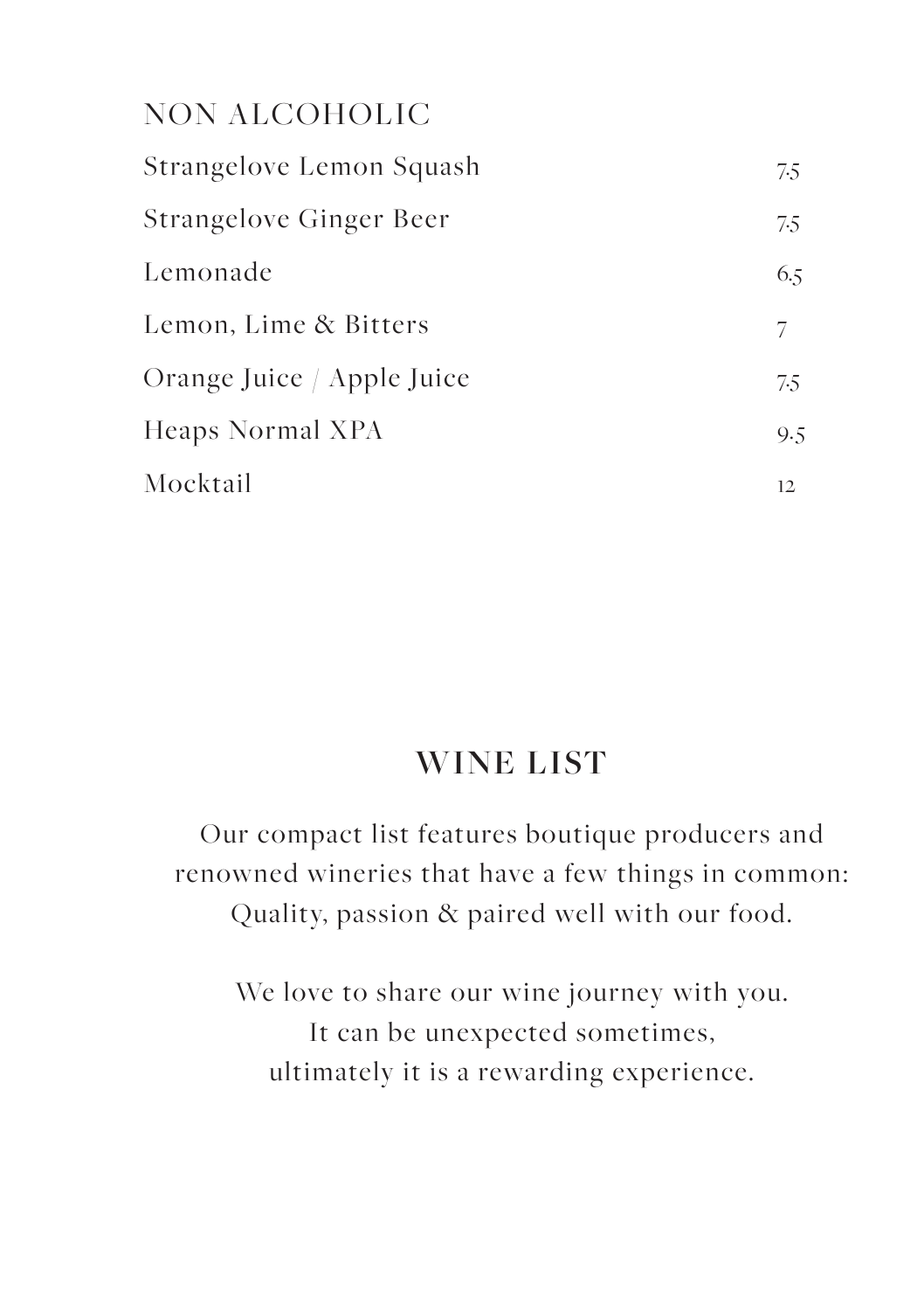## NON ALCOHOLIC

| | |
|---|---|
| Strangelove Lemon Squash | 7.5 |
| Strangelove Ginger Beer | 7.5 |
| Lemonade | 6.5 |
| Lemon, Lime & Bitters | 7 |
| Orange Juice / Apple Juice | 7.5 |
| Heaps Normal XPA | 9.5 |
| Mocktail | 12 |

# WINE LIST

Our compact list features boutique producers and renowned wineries that have a few things in common: Quality, passion & paired well with our food.

We love to share our wine journey with you. It can be unexpected sometimes, ultimately it is a rewarding experience.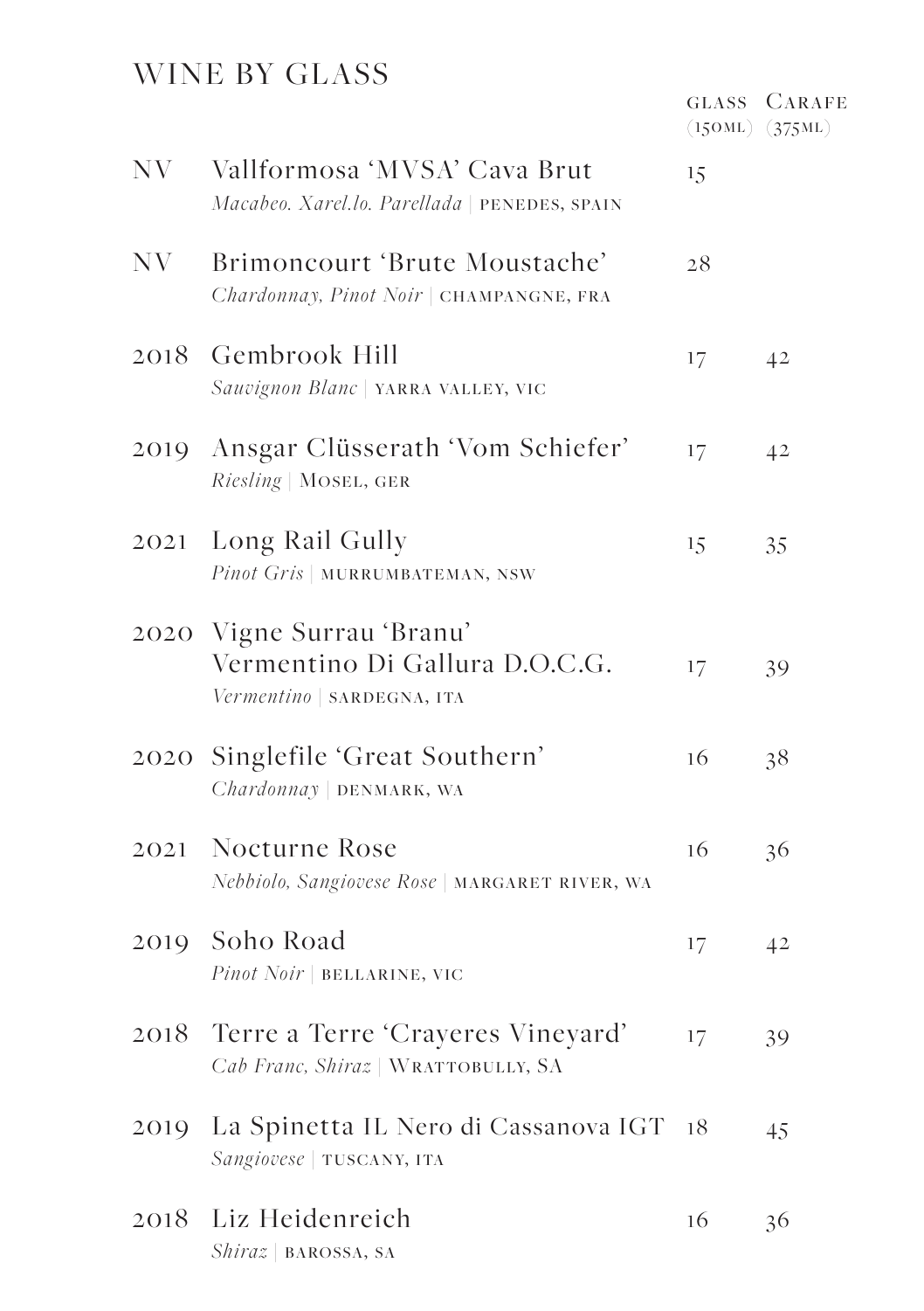# WINE BY GLASS

| | | GLASS (150ML) | CARAFE (375ML) |
|---|---|---|---|
| NV | Vallformosa 'MVSA' Cava Brut<br>*Macabeo. Xarel.lo. Parellada* \| PENEDES, SPAIN | 15 | |
| NV | Brimoncourt 'Brute Moustache'<br>*Chardonnay, Pinot Noir* \| CHAMPANGNE, FRA | 28 | |
| 2018 | Gembrook Hill<br>*Sauvignon Blanc* \| YARRA VALLEY, VIC | 17 | 42 |
| 2019 | Ansgar Clüsserath 'Vom Schiefer'<br>*Riesling* \| MOSEL, GER | 17 | 42 |
| 2021 | Long Rail Gully<br>*Pinot Gris* \| MURRUMBATEMAN, NSW | 15 | 35 |
| 2020 | Vigne Surrau 'Branu' Vermentino Di Gallura D.O.C.G.<br>*Vermentino* \| SARDEGNA, ITA | 17 | 39 |
| 2020 | Singlefile 'Great Southern'<br>*Chardonnay* \| DENMARK, WA | 16 | 38 |
| 2021 | Nocturne Rose<br>*Nebbiolo, Sangiovese Rose* \| MARGARET RIVER, WA | 16 | 36 |
| 2019 | Soho Road<br>*Pinot Noir* \| BELLARINE, VIC | 17 | 42 |
| 2018 | Terre a Terre 'Crayeres Vineyard'<br>*Cab Franc, Shiraz* \| WRATTOBULLY, SA | 17 | 39 |
| 2019 | La Spinetta IL Nero di Cassanova IGT<br>*Sangiovese* \| TUSCANY, ITA | 18 | 45 |
| 2018 | Liz Heidenreich<br>*Shiraz* \| BAROSSA, SA | 16 | 36 |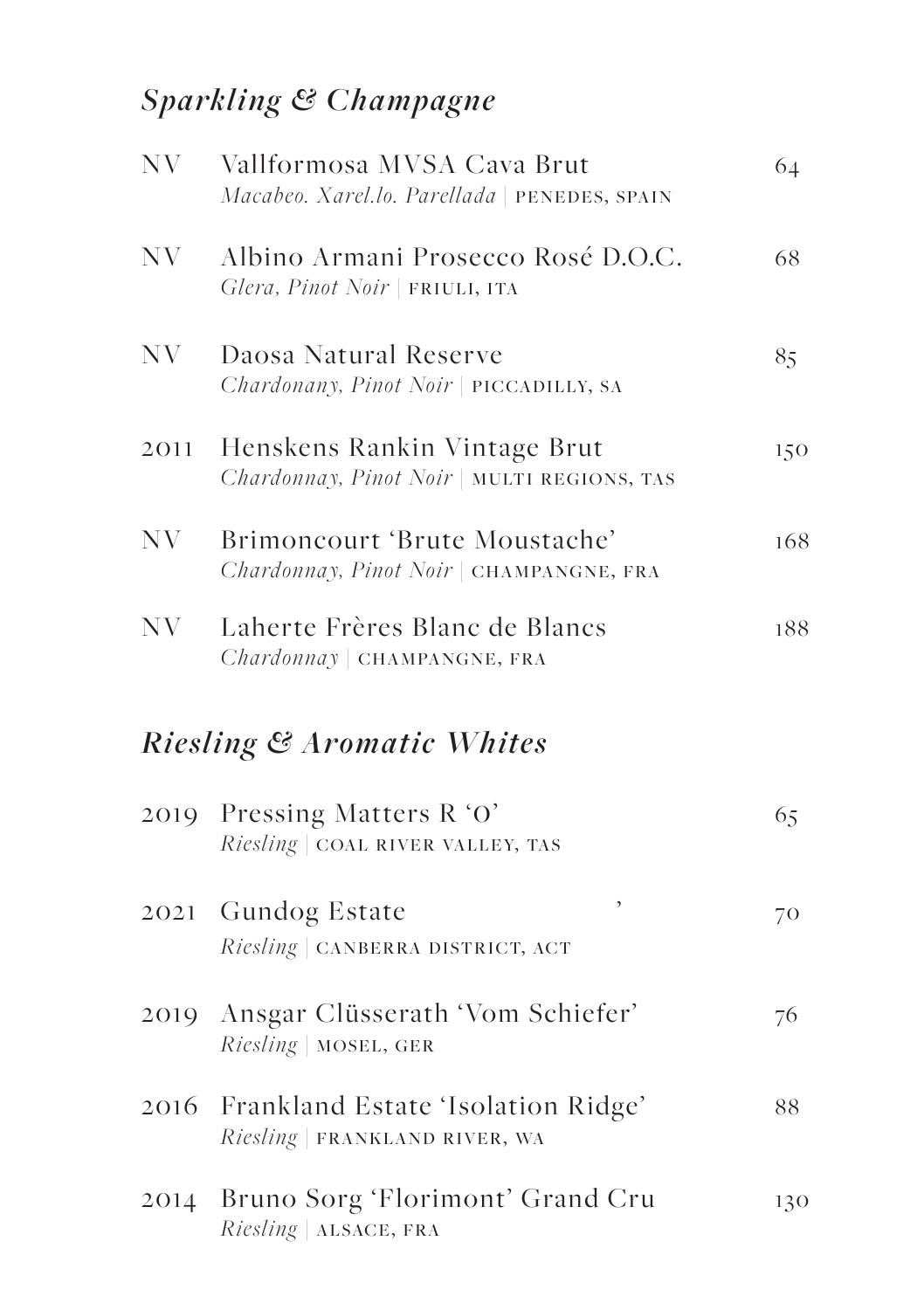## *Sparkling & Champagne*

| | | |
|---|---|---|
| NV | Vallformosa MVSA Cava Brut<br>*Macabeo. Xarel.lo. Parellada* \| PENEDES, SPAIN | 64 |
| NV | Albino Armani Prosecco Rosé D.O.C.<br>*Glera, Pinot Noir* \| FRIULI, ITA | 68 |
| NV | Daosa Natural Reserve<br>*Chardonany, Pinot Noir* \| PICCADILLY, SA | 85 |
| 2011 | Henskens Rankin Vintage Brut<br>*Chardonnay, Pinot Noir* \| MULTI REGIONS, TAS | 150 |
| NV | Brimoncourt 'Brute Moustache'<br>*Chardonnay, Pinot Noir* \| CHAMPANGNE, FRA | 168 |
| NV | Laherte Frères Blanc de Blancs<br>*Chardonnay* \| CHAMPANGNE, FRA | 188 |

## *Riesling & Aromatic Whites*

| | | |
|---|---|---|
| 2019 | Pressing Matters R 'O'<br>*Riesling* \| COAL RIVER VALLEY, TAS | 65 |
| 2021 | Gundog Estate '<br>*Riesling* \| CANBERRA DISTRICT, ACT | 70 |
| 2019 | Ansgar Clüsserath 'Vom Schiefer'<br>*Riesling* \| MOSEL, GER | 76 |
| 2016 | Frankland Estate 'Isolation Ridge'<br>*Riesling* \| FRANKLAND RIVER, WA | 88 |
| 2014 | Bruno Sorg 'Florimont' Grand Cru<br>*Riesling* \| ALSACE, FRA | 130 |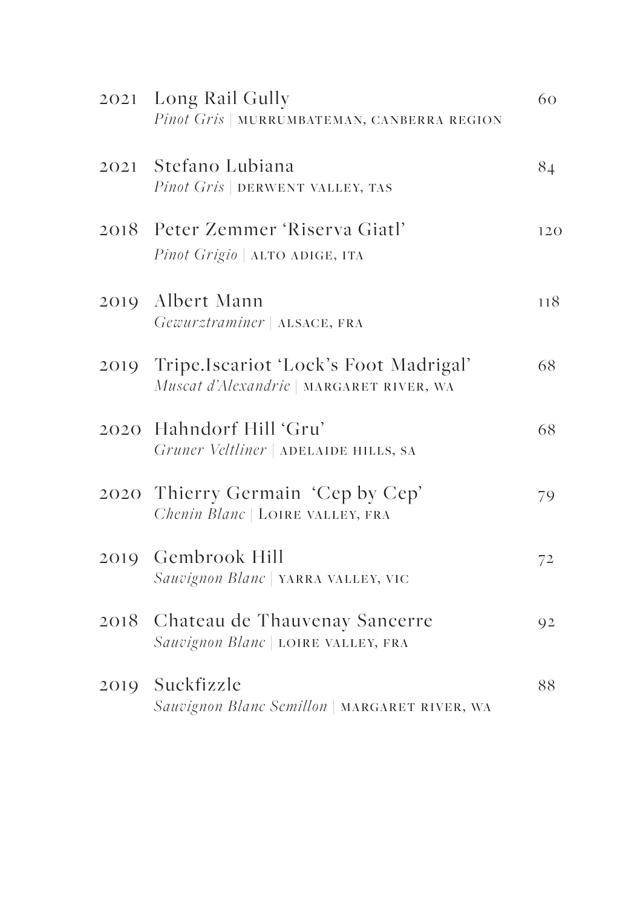| | | |
|---|---|---|
| 2021 | Long Rail Gully<br>*Pinot Gris* \| MURRUMBATEMAN, CANBERRA REGION | 60 |
| 2021 | Stefano Lubiana<br>*Pinot Gris* \| DERWENT VALLEY, TAS | 84 |
| 2018 | Peter Zemmer 'Riserva Giatl'<br>*Pinot Grigio* \| ALTO ADIGE, ITA | 120 |
| 2019 | Albert Mann<br>*Gewurztraminer* \| ALSACE, FRA | 118 |
| 2019 | Tripe.Iscariot 'Lock's Foot Madrigal'<br>*Muscat d'Alexandrie* \| MARGARET RIVER, WA | 68 |
| 2020 | Hahndorf Hill 'Gru'<br>*Gruner Veltliner* \| ADELAIDE HILLS, SA | 68 |
| 2020 | Thierry Germain 'Cep by Cep'<br>*Chenin Blanc* \| LOIRE VALLEY, FRA | 79 |
| 2019 | Gembrook Hill<br>*Sauvignon Blanc* \| YARRA VALLEY, VIC | 72 |
| 2018 | Chateau de Thauvenay Sancerre<br>*Sauvignon Blanc* \| LOIRE VALLEY, FRA | 92 |
| 2019 | Suckfizzle<br>*Sauvignon Blanc Semillon* \| MARGARET RIVER, WA | 88 |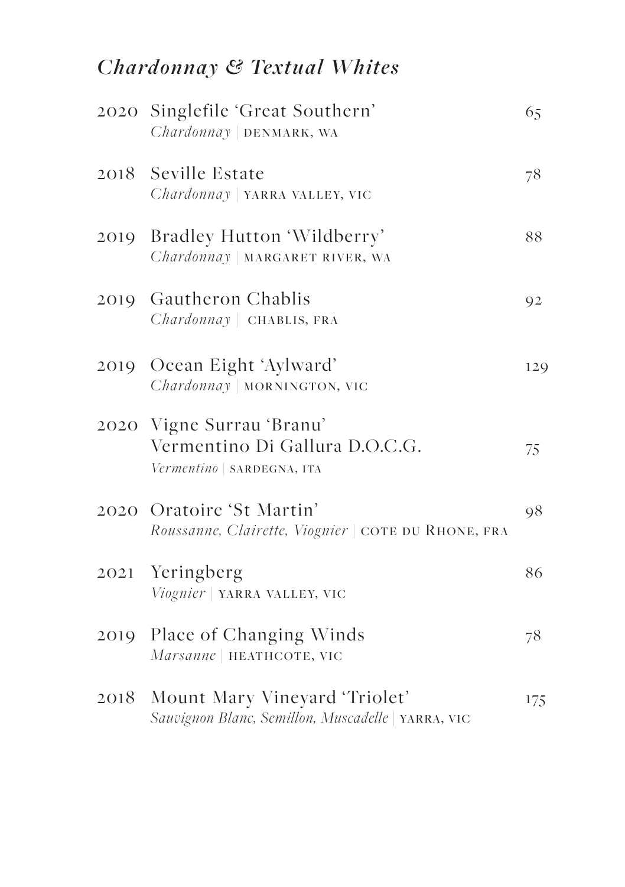## *Chardonnay & Textual Whites*

2020 Singlefile 'Great Southern' — 65
*Chardonnay* | DENMARK, WA

2018 Seville Estate — 78
*Chardonnay* | YARRA VALLEY, VIC

2019 Bradley Hutton 'Wildberry' — 88
*Chardonnay* | MARGARET RIVER, WA

2019 Gautheron Chablis — 92
*Chardonnay* | CHABLIS, FRA

2019 Ocean Eight 'Aylward' — 129
*Chardonnay* | MORNINGTON, VIC

2020 Vigne Surrau 'Branu' Vermentino Di Gallura D.O.C.G. — 75
*Vermentino* | SARDEGNA, ITA

2020 Oratoire 'St Martin' — 98
*Roussanne, Clairette, Viognier* | COTE DU RHONE, FRA

2021 Yeringberg — 86
*Viognier* | YARRA VALLEY, VIC

2019 Place of Changing Winds — 78
*Marsanne* | HEATHCOTE, VIC

2018 Mount Mary Vineyard 'Triolet' — 175
*Sauvignon Blanc, Semillon, Muscadelle* | YARRA, VIC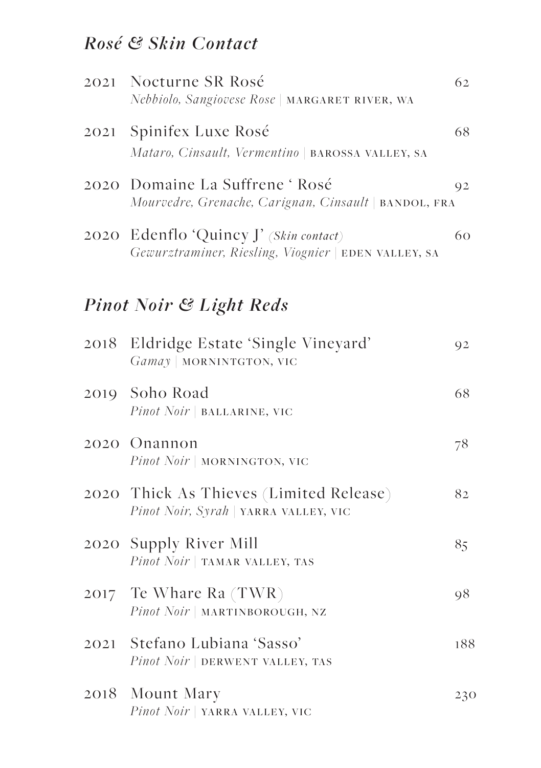## *Rosé & Skin Contact*

2021 Nocturne SR Rosé — 62
*Nebbiolo, Sangiovese Rose* | MARGARET RIVER, WA

2021 Spinifex Luxe Rosé — 68
*Mataro, Cinsault, Vermentino* | BAROSSA VALLEY, SA

2020 Domaine La Suffrene ' Rosé — 92
*Mourvedre, Grenache, Carignan, Cinsault* | BANDOL, FRA

2020 Edenflo 'Quincy J' *(Skin contact)* — 60
*Gewurztraminer, Riesling, Viognier* | EDEN VALLEY, SA

## *Pinot Noir & Light Reds*

2018 Eldridge Estate 'Single Vineyard' — 92
*Gamay* | MORNINTGTON, VIC

2019 Soho Road — 68
*Pinot Noir* | BALLARINE, VIC

2020 Onannon — 78
*Pinot Noir* | MORNINGTON, VIC

2020 Thick As Thieves (Limited Release) — 82
*Pinot Noir, Syrah* | YARRA VALLEY, VIC

2020 Supply River Mill — 85
*Pinot Noir* | TAMAR VALLEY, TAS

2017 Te Whare Ra (TWR) — 98
*Pinot Noir* | MARTINBOROUGH, NZ

2021 Stefano Lubiana 'Sasso' — 188
*Pinot Noir* | DERWENT VALLEY, TAS

2018 Mount Mary — 230
*Pinot Noir* | YARRA VALLEY, VIC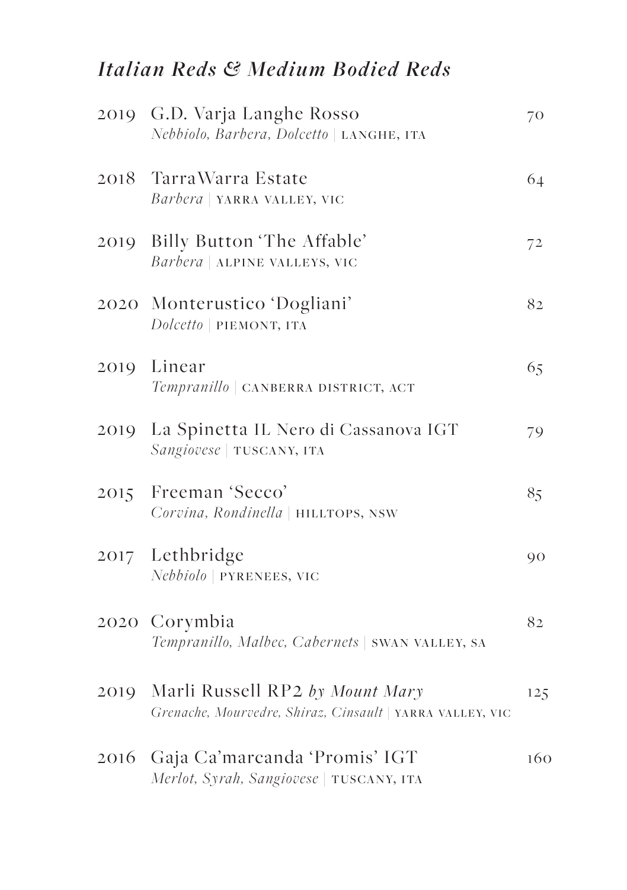## *Italian Reds & Medium Bodied Reds*

2019 G.D. Varja Langhe Rosso — 70
*Nebbiolo, Barbera, Dolcetto* | LANGHE, ITA

2018 TarraWarra Estate — 64
*Barbera* | YARRA VALLEY, VIC

2019 Billy Button 'The Affable' — 72
*Barbera* | ALPINE VALLEYS, VIC

2020 Monterustico 'Dogliani' — 82
*Dolcetto* | PIEMONT, ITA

2019 Linear — 65
*Tempranillo* | CANBERRA DISTRICT, ACT

2019 La Spinetta IL Nero di Cassanova IGT — 79
*Sangiovese* | TUSCANY, ITA

2015 Freeman 'Secco' — 85
*Corvina, Rondinella* | HILLTOPS, NSW

2017 Lethbridge — 90
*Nebbiolo* | PYRENEES, VIC

2020 Corymbia — 82
*Tempranillo, Malbec, Cabernets* | SWAN VALLEY, SA

2019 Marli Russell RP2 *by Mount Mary* — 125
*Grenache, Mourvedre, Shiraz, Cinsault* | YARRA VALLEY, VIC

2016 Gaja Ca'marcanda 'Promis' IGT — 160
*Merlot, Syrah, Sangiovese* | TUSCANY, ITA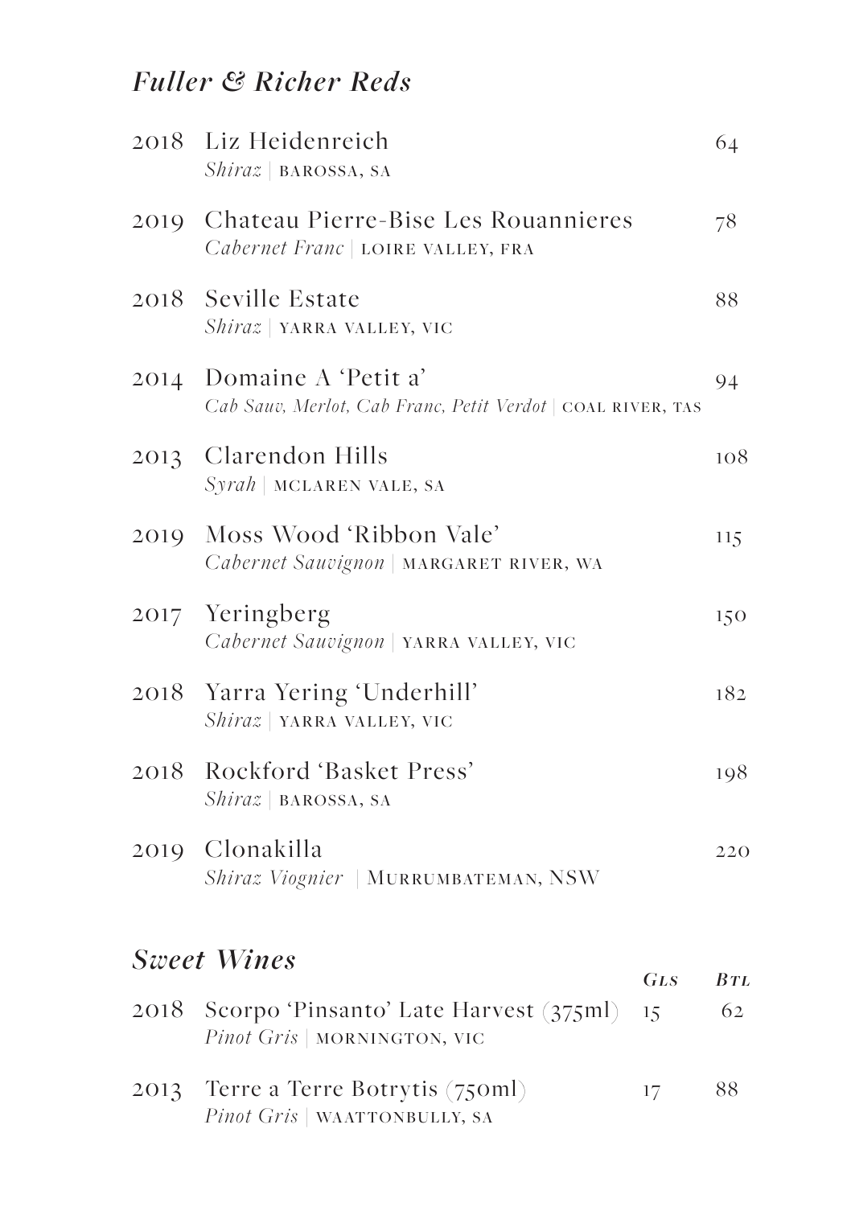## *Fuller & Richer Reds*

| | | |
|---|---|---|
| 2018 | Liz Heidenreich<br>*Shiraz* \| BAROSSA, SA | 64 |
| 2019 | Chateau Pierre-Bise Les Rouannieres<br>*Cabernet Franc* \| LOIRE VALLEY, FRA | 78 |
| 2018 | Seville Estate<br>*Shiraz* \| YARRA VALLEY, VIC | 88 |
| 2014 | Domaine A 'Petit a'<br>*Cab Sauv, Merlot, Cab Franc, Petit Verdot* \| COAL RIVER, TAS | 94 |
| 2013 | Clarendon Hills<br>*Syrah* \| MCLAREN VALE, SA | 108 |
| 2019 | Moss Wood 'Ribbon Vale'<br>*Cabernet Sauvignon* \| MARGARET RIVER, WA | 115 |
| 2017 | Yeringberg<br>*Cabernet Sauvignon* \| YARRA VALLEY, VIC | 150 |
| 2018 | Yarra Yering 'Underhill'<br>*Shiraz* \| YARRA VALLEY, VIC | 182 |
| 2018 | Rockford 'Basket Press'<br>*Shiraz* \| BAROSSA, SA | 198 |
| 2019 | Clonakilla<br>*Shiraz Viognier* \| MURRUMBATEMAN, NSW | 220 |

## *Sweet Wines*

| | | *Gls* | *Btl* |
|---|---|---|---|
| 2018 | Scorpo 'Pinsanto' Late Harvest (375ml)<br>*Pinot Gris* \| MORNINGTON, VIC | 15 | 62 |
| 2013 | Terre a Terre Botrytis (750ml)<br>*Pinot Gris* \| WAATTONBULLY, SA | 17 | 88 |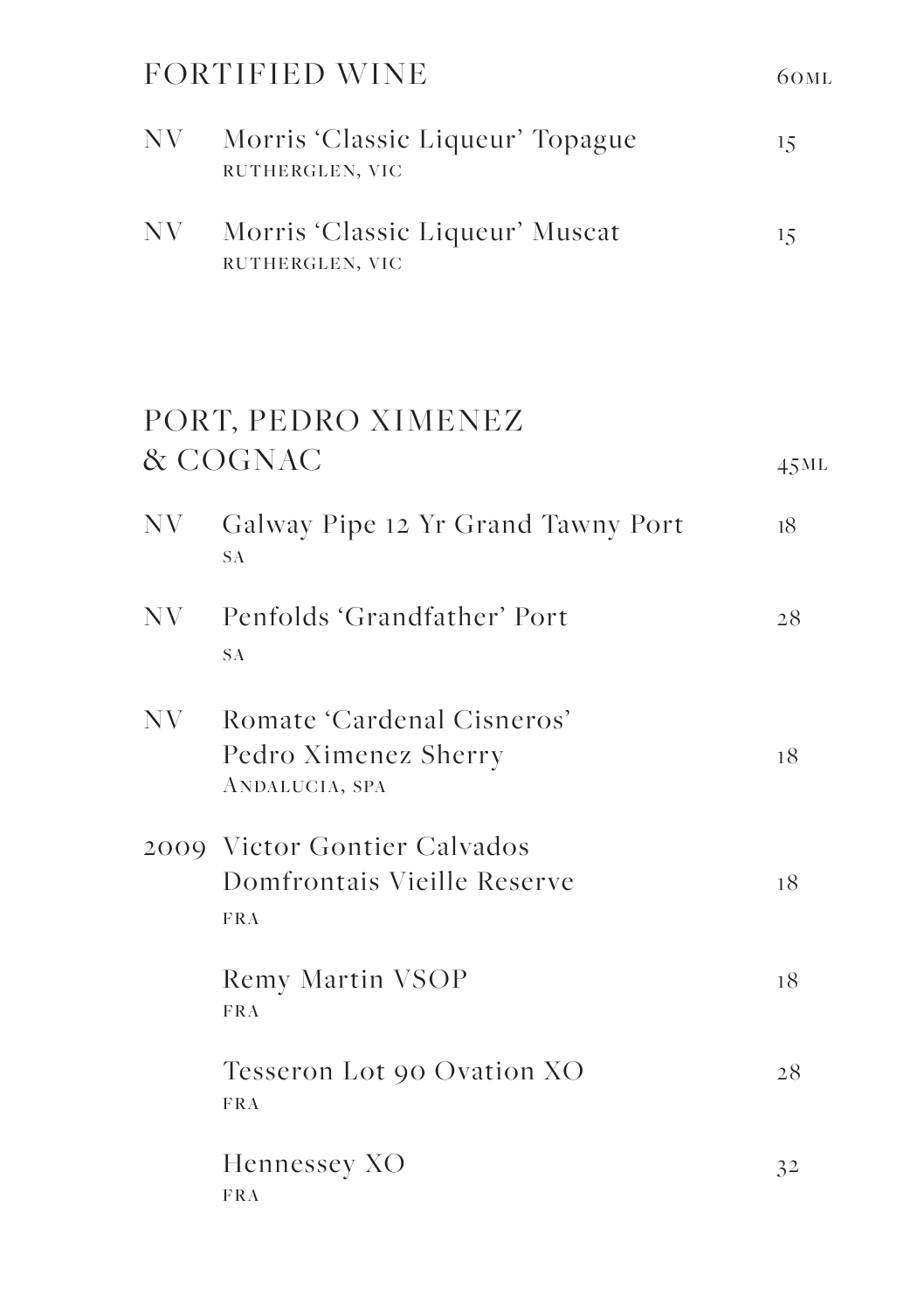## FORTIFIED WINE

60ML

| | | |
|---|---|---|
| NV | Morris 'Classic Liqueur' Topague<br>RUTHERGLEN, VIC | 15 |
| NV | Morris 'Classic Liqueur' Muscat<br>RUTHERGLEN, VIC | 15 |

## PORT, PEDRO XIMENEZ & COGNAC

45ML

| | | |
|---|---|---|
| NV | Galway Pipe 12 Yr Grand Tawny Port<br>SA | 18 |
| NV | Penfolds 'Grandfather' Port<br>SA | 28 |
| NV | Romate 'Cardenal Cisneros' Pedro Ximenez Sherry<br>ANDALUCIA, SPA | 18 |
| 2009 | Victor Gontier Calvados Domfrontais Vieille Reserve<br>FRA | 18 |
| | Remy Martin VSOP<br>FRA | 18 |
| | Tesseron Lot 90 Ovation XO<br>FRA | 28 |
| | Hennessey XO<br>FRA | 32 |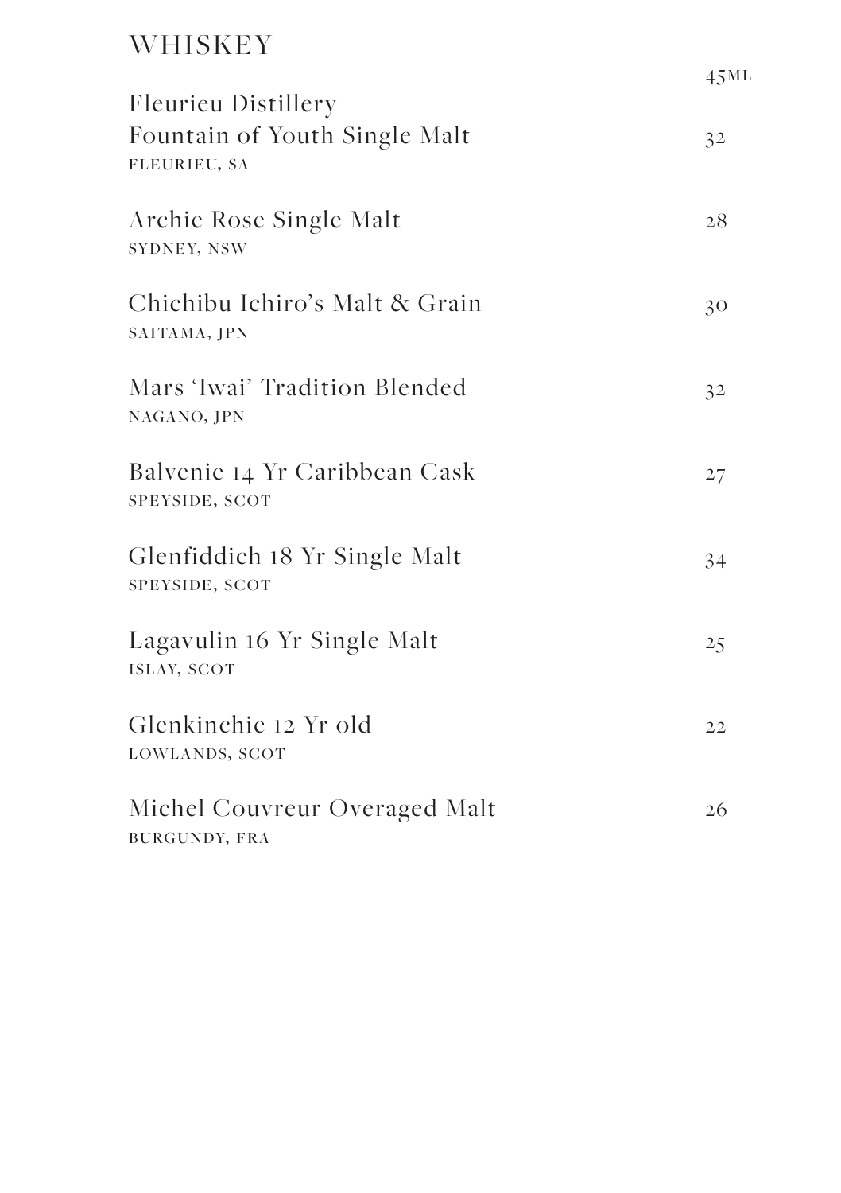# WHISKEY

| | 45ML |
|---|---|
| Fleurieu Distillery Fountain of Youth Single Malt<br>FLEURIEU, SA | 32 |
| Archie Rose Single Malt<br>SYDNEY, NSW | 28 |
| Chichibu Ichiro's Malt & Grain<br>SAITAMA, JPN | 30 |
| Mars 'Iwai' Tradition Blended<br>NAGANO, JPN | 32 |
| Balvenie 14 Yr Caribbean Cask<br>SPEYSIDE, SCOT | 27 |
| Glenfiddich 18 Yr Single Malt<br>SPEYSIDE, SCOT | 34 |
| Lagavulin 16 Yr Single Malt<br>ISLAY, SCOT | 25 |
| Glenkinchie 12 Yr old<br>LOWLANDS, SCOT | 22 |
| Michel Couvreur Overaged Malt<br>BURGUNDY, FRA | 26 |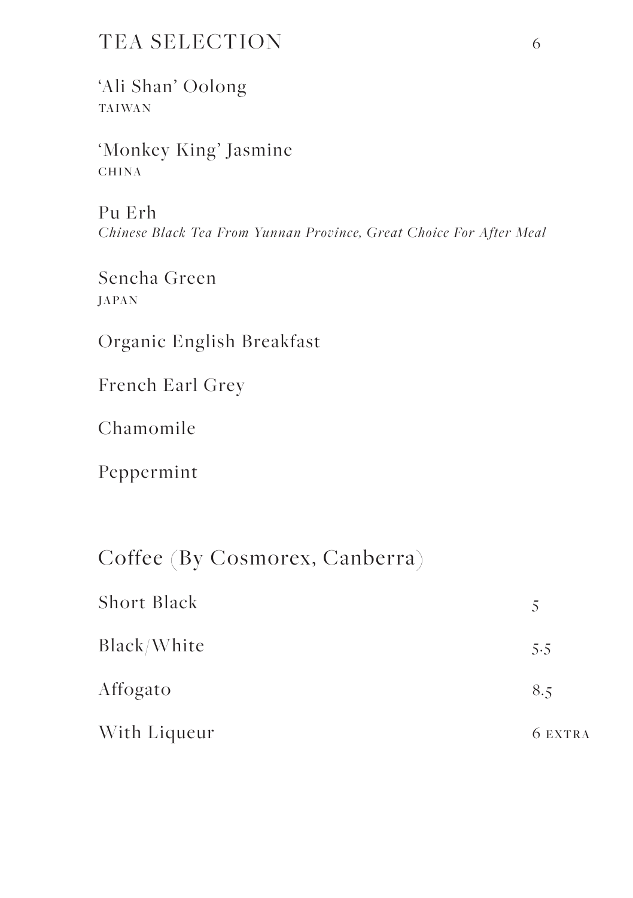## TEA SELECTION 6

'Ali Shan' Oolong
TAIWAN

'Monkey King' Jasmine
CHINA

Pu Erh
*Chinese Black Tea From Yunnan Province, Great Choice For After Meal*

Sencha Green
JAPAN

Organic English Breakfast

French Earl Grey

Chamomile

Peppermint

## Coffee (By Cosmorex, Canberra)

| | |
|---|---|
| Short Black | 5 |
| Black/White | 5.5 |
| Affogato | 8.5 |
| With Liqueur | 6 EXTRA |